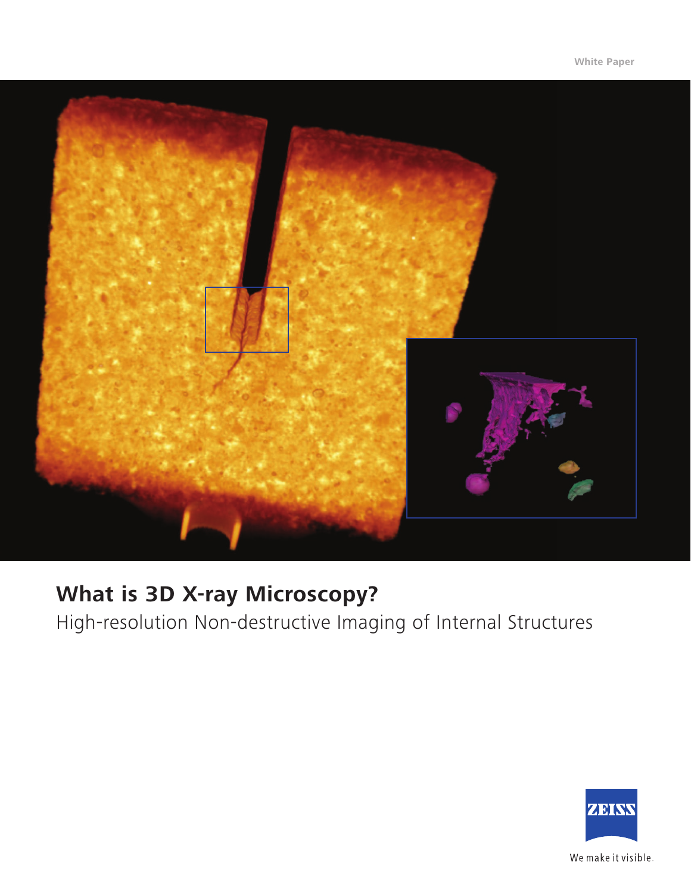White Paper

# What is 3D X-ray Microscopy?

High-resolution Non-destructive Imaging of Internal Structures

We make it visible.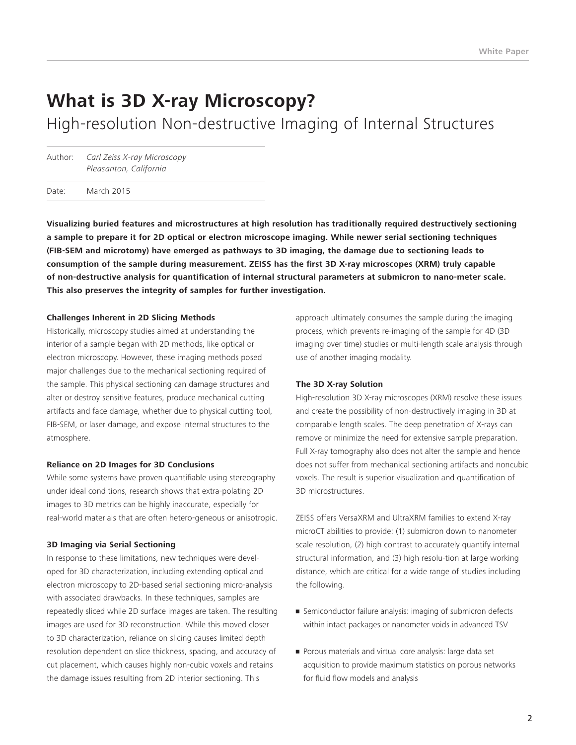# What is 3D X-ray Microscopy?

## High-resolution Non-destructive Imaging of Internal Structures

Author: *Carl Zeiss X-ray Microscopy*
*Pleasanton, California*

Date: March 2015

**Visualizing buried features and microstructures at high resolution has traditionally required destructively sectioning a sample to prepare it for 2D optical or electron microscope imaging. While newer serial sectioning techniques (FIB-SEM and microtomy) have emerged as pathways to 3D imaging, the damage due to sectioning leads to consumption of the sample during measurement. ZEISS has the first 3D X-ray microscopes (XRM) truly capable of non-destructive analysis for quantification of internal structural parameters at submicron to nano-meter scale. This also preserves the integrity of samples for further investigation.**

### Challenges Inherent in 2D Slicing Methods

Historically, microscopy studies aimed at understanding the interior of a sample began with 2D methods, like optical or electron microscopy. However, these imaging methods posed major challenges due to the mechanical sectioning required of the sample. This physical sectioning can damage structures and alter or destroy sensitive features, produce mechanical cutting artifacts and face damage, whether due to physical cutting tool, FIB-SEM, or laser damage, and expose internal structures to the atmosphere.

### Reliance on 2D Images for 3D Conclusions

While some systems have proven quantifiable using stereography under ideal conditions, research shows that extra-polating 2D images to 3D metrics can be highly inaccurate, especially for real-world materials that are often hetero-geneous or anisotropic.

### 3D Imaging via Serial Sectioning

In response to these limitations, new techniques were developed for 3D characterization, including extending optical and electron microscopy to 2D-based serial sectioning micro-analysis with associated drawbacks. In these techniques, samples are repeatedly sliced while 2D surface images are taken. The resulting images are used for 3D reconstruction. While this moved closer to 3D characterization, reliance on slicing causes limited depth resolution dependent on slice thickness, spacing, and accuracy of cut placement, which causes highly non-cubic voxels and retains the damage issues resulting from 2D interior sectioning. This approach ultimately consumes the sample during the imaging process, which prevents re-imaging of the sample for 4D (3D imaging over time) studies or multi-length scale analysis through use of another imaging modality.

### The 3D X-ray Solution

High-resolution 3D X-ray microscopes (XRM) resolve these issues and create the possibility of non-destructively imaging in 3D at comparable length scales. The deep penetration of X-rays can remove or minimize the need for extensive sample preparation. Full X-ray tomography also does not alter the sample and hence does not suffer from mechanical sectioning artifacts and noncubic voxels. The result is superior visualization and quantification of 3D microstructures.

ZEISS offers VersaXRM and UltraXRM families to extend X-ray microCT abilities to provide: (1) submicron down to nanometer scale resolution, (2) high contrast to accurately quantify internal structural information, and (3) high resolu-tion at large working distance, which are critical for a wide range of studies including the following.

- Semiconductor failure analysis: imaging of submicron defects within intact packages or nanometer voids in advanced TSV
- Porous materials and virtual core analysis: large data set acquisition to provide maximum statistics on porous networks for fluid flow models and analysis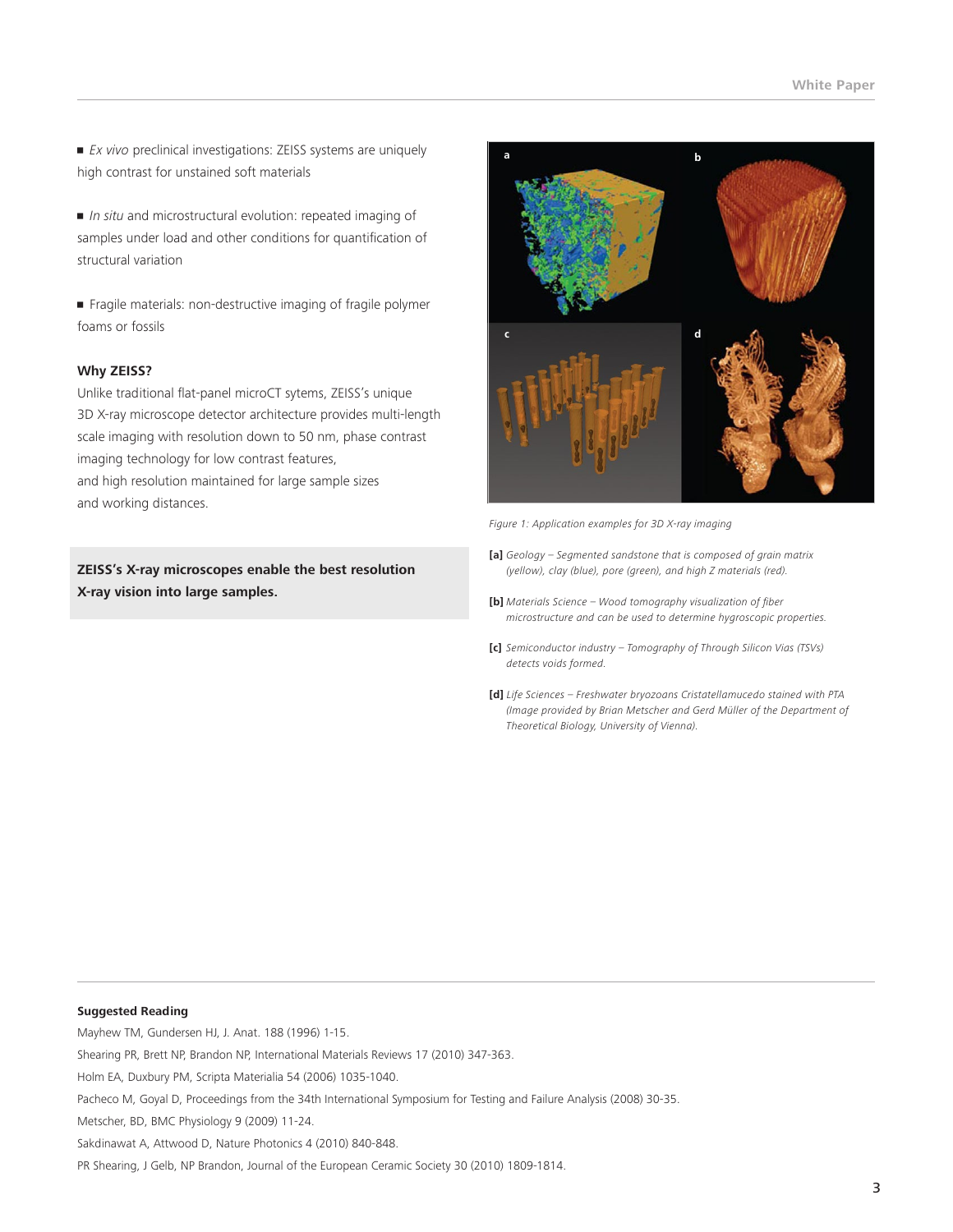- *Ex vivo* preclinical investigations: ZEISS systems are uniquely high contrast for unstained soft materials

- *In situ* and microstructural evolution: repeated imaging of samples under load and other conditions for quantification of structural variation

- Fragile materials: non-destructive imaging of fragile polymer foams or fossils

**Why ZEISS?**

Unlike traditional flat-panel microCT sytems, ZEISS's unique 3D X-ray microscope detector architecture provides multi-length scale imaging with resolution down to 50 nm, phase contrast imaging technology for low contrast features, and high resolution maintained for large sample sizes and working distances.

**ZEISS's X-ray microscopes enable the best resolution X-ray vision into large samples.**

*Figure 1: Application examples for 3D X-ray imaging*

**[a]** *Geology – Segmented sandstone that is composed of grain matrix (yellow), clay (blue), pore (green), and high Z materials (red).*

**[b]** *Materials Science – Wood tomography visualization of fiber microstructure and can be used to determine hygroscopic properties.*

**[c]** *Semiconductor industry – Tomography of Through Silicon Vias (TSVs) detects voids formed.*

**[d]** *Life Sciences – Freshwater bryozoans Cristatellamucedo stained with PTA (Image provided by Brian Metscher and Gerd Müller of the Department of Theoretical Biology, University of Vienna).*

**Suggested Reading**

Mayhew TM, Gundersen HJ, J. Anat. 188 (1996) 1-15.

Shearing PR, Brett NP, Brandon NP, International Materials Reviews 17 (2010) 347-363.

Holm EA, Duxbury PM, Scripta Materialia 54 (2006) 1035-1040.

Pacheco M, Goyal D, Proceedings from the 34th International Symposium for Testing and Failure Analysis (2008) 30-35.

Metscher, BD, BMC Physiology 9 (2009) 11-24.

Sakdinawat A, Attwood D, Nature Photonics 4 (2010) 840-848.

PR Shearing, J Gelb, NP Brandon, Journal of the European Ceramic Society 30 (2010) 1809-1814.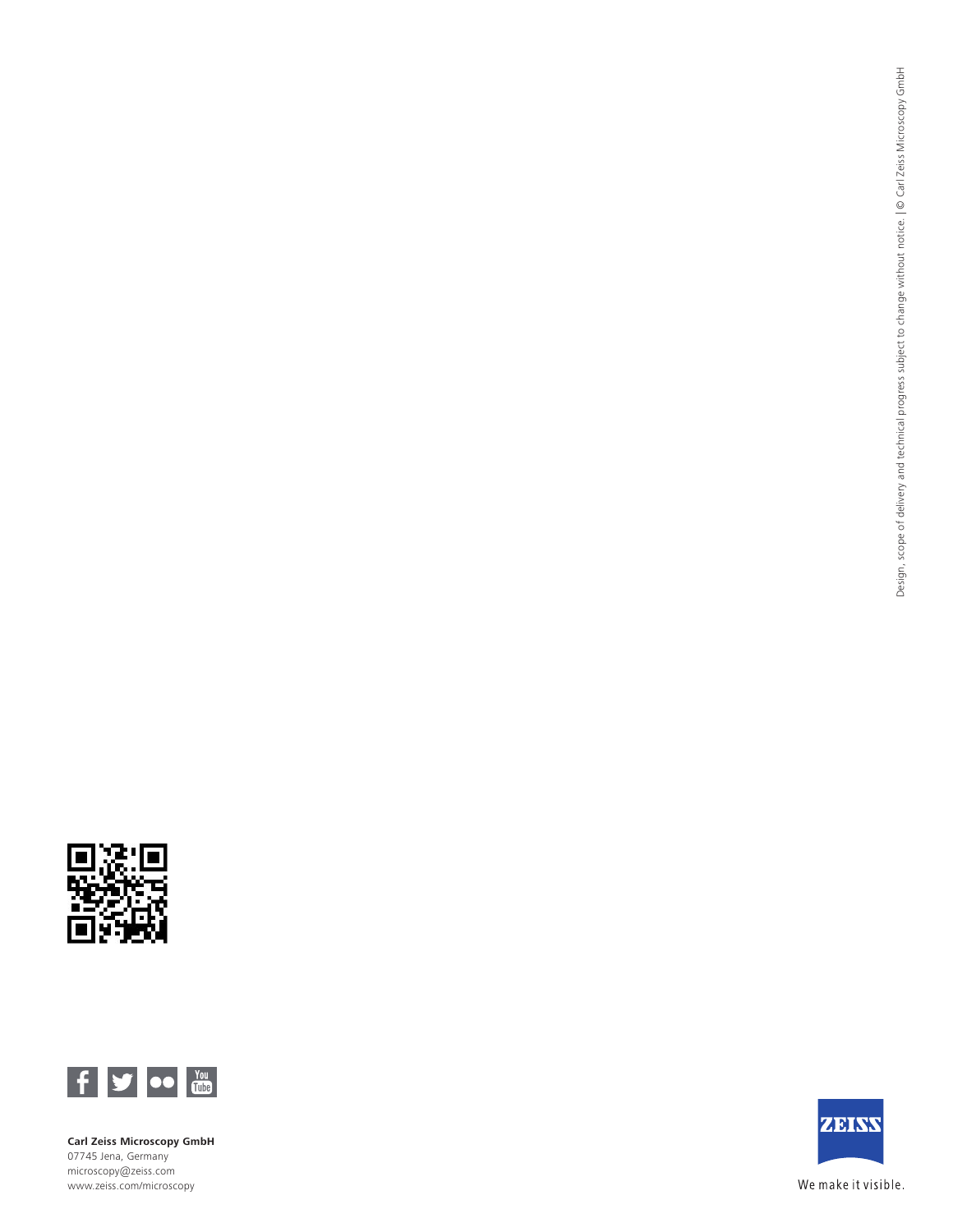Design, scope of delivery and technical progress subject to change without notice. | © Carl Zeiss Microscopy GmbH

**Carl Zeiss Microscopy GmbH**
07745 Jena, Germany
microscopy@zeiss.com
www.zeiss.com/microscopy

We make it visible.